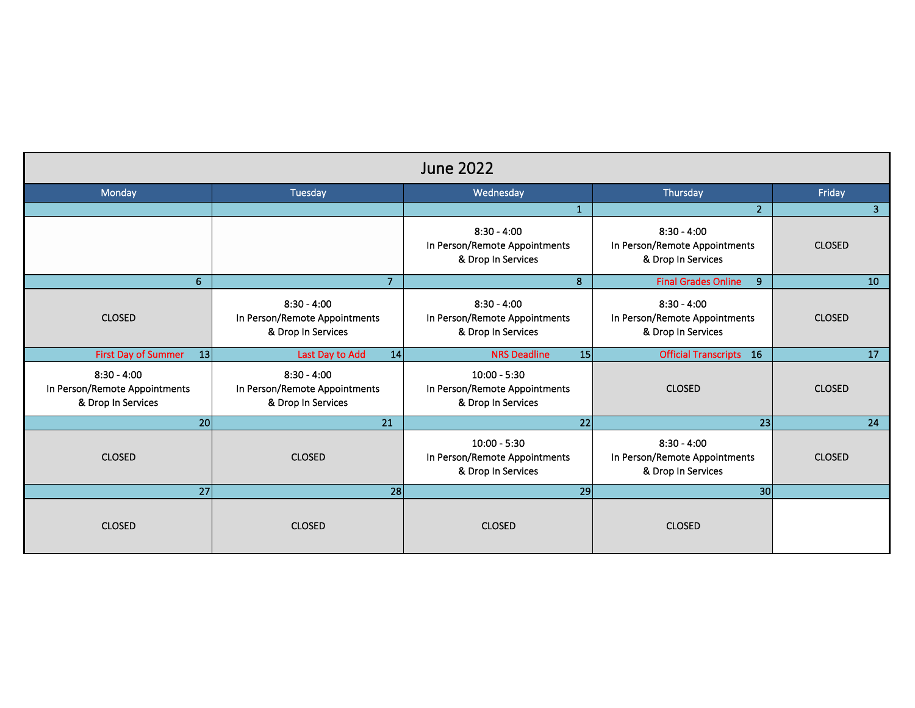# June 2022

| Monday | Tuesday | Wednesday | Thursday | Friday |
|---|---|---|---|---|
| | | 1 | 2 | 3 |
| | | 8:30 - 4:00 In Person/Remote Appointments & Drop In Services | 8:30 - 4:00 In Person/Remote Appointments & Drop In Services | CLOSED |
| 6 | 7 | 8 | Final Grades Online 9 | 10 |
| CLOSED | 8:30 - 4:00 In Person/Remote Appointments & Drop In Services | 8:30 - 4:00 In Person/Remote Appointments & Drop In Services | 8:30 - 4:00 In Person/Remote Appointments & Drop In Services | CLOSED |
| First Day of Summer 13 | Last Day to Add 14 | NRS Deadline 15 | Official Transcripts 16 | 17 |
| 8:30 - 4:00 In Person/Remote Appointments & Drop In Services | 8:30 - 4:00 In Person/Remote Appointments & Drop In Services | 10:00 - 5:30 In Person/Remote Appointments & Drop In Services | CLOSED | CLOSED |
| 20 | 21 | 22 | 23 | 24 |
| CLOSED | CLOSED | 10:00 - 5:30 In Person/Remote Appointments & Drop In Services | 8:30 - 4:00 In Person/Remote Appointments & Drop In Services | CLOSED |
| 27 | 28 | 29 | 30 | |
| CLOSED | CLOSED | CLOSED | CLOSED | |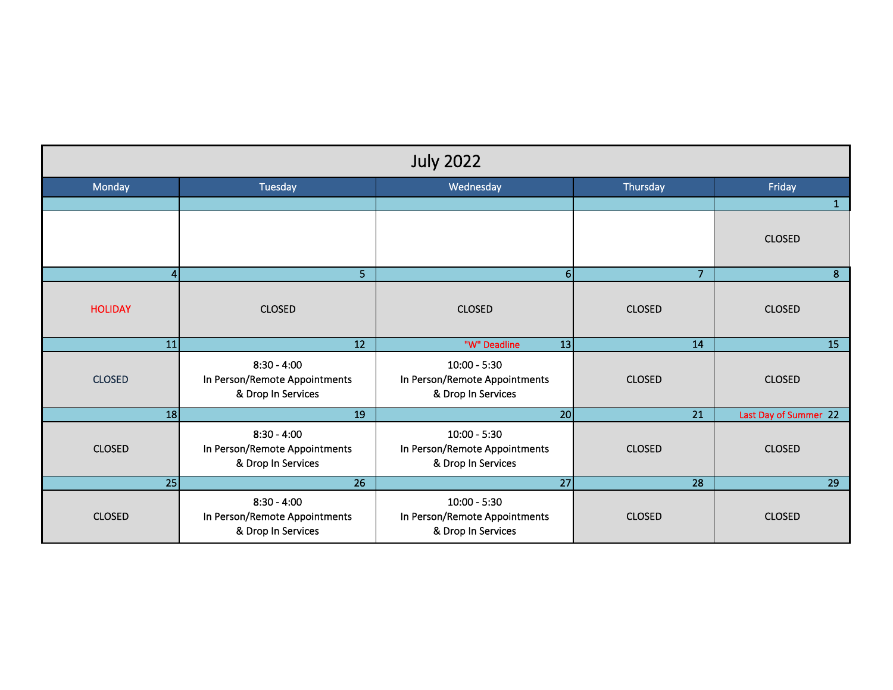# July 2022

| Monday | Tuesday | Wednesday | Thursday | Friday |
|---|---|---|---|---|
| | | | | 1 |
| | | | | CLOSED |
| 4 | 5 | 6 | 7 | 8 |
| HOLIDAY | CLOSED | CLOSED | CLOSED | CLOSED |
| 11 | 12 | "W" Deadline 13 | 14 | 15 |
| CLOSED | 8:30 - 4:00<br>In Person/Remote Appointments<br>& Drop In Services | 10:00 - 5:30<br>In Person/Remote Appointments<br>& Drop In Services | CLOSED | CLOSED |
| 18 | 19 | 20 | 21 | Last Day of Summer 22 |
| CLOSED | 8:30 - 4:00<br>In Person/Remote Appointments<br>& Drop In Services | 10:00 - 5:30<br>In Person/Remote Appointments<br>& Drop In Services | CLOSED | CLOSED |
| 25 | 26 | 27 | 28 | 29 |
| CLOSED | 8:30 - 4:00<br>In Person/Remote Appointments<br>& Drop In Services | 10:00 - 5:30<br>In Person/Remote Appointments<br>& Drop In Services | CLOSED | CLOSED |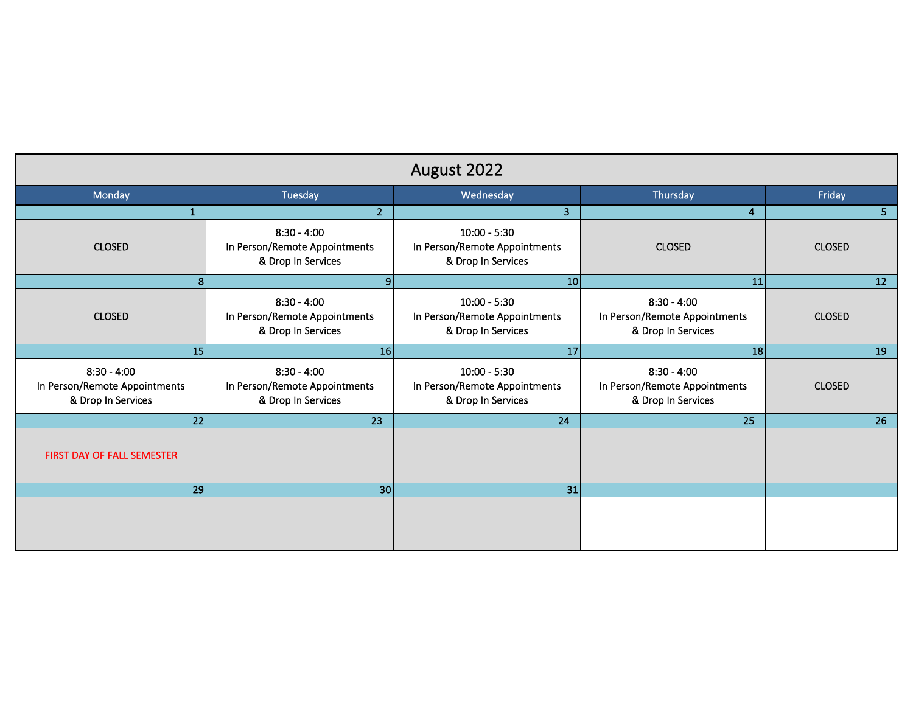# August 2022

| Monday | Tuesday | Wednesday | Thursday | Friday |
|---|---|---|---|---|
| 1 | 2 | 3 | 4 | 5 |
| CLOSED | 8:30 - 4:00 In Person/Remote Appointments & Drop In Services | 10:00 - 5:30 In Person/Remote Appointments & Drop In Services | CLOSED | CLOSED |
| 8 | 9 | 10 | 11 | 12 |
| CLOSED | 8:30 - 4:00 In Person/Remote Appointments & Drop In Services | 10:00 - 5:30 In Person/Remote Appointments & Drop In Services | 8:30 - 4:00 In Person/Remote Appointments & Drop In Services | CLOSED |
| 15 | 16 | 17 | 18 | 19 |
| 8:30 - 4:00 In Person/Remote Appointments & Drop In Services | 8:30 - 4:00 In Person/Remote Appointments & Drop In Services | 10:00 - 5:30 In Person/Remote Appointments & Drop In Services | 8:30 - 4:00 In Person/Remote Appointments & Drop In Services | CLOSED |
| 22 | 23 | 24 | 25 | 26 |
| FIRST DAY OF FALL SEMESTER | | | | |
| 29 | 30 | 31 | | |
| | | | | |